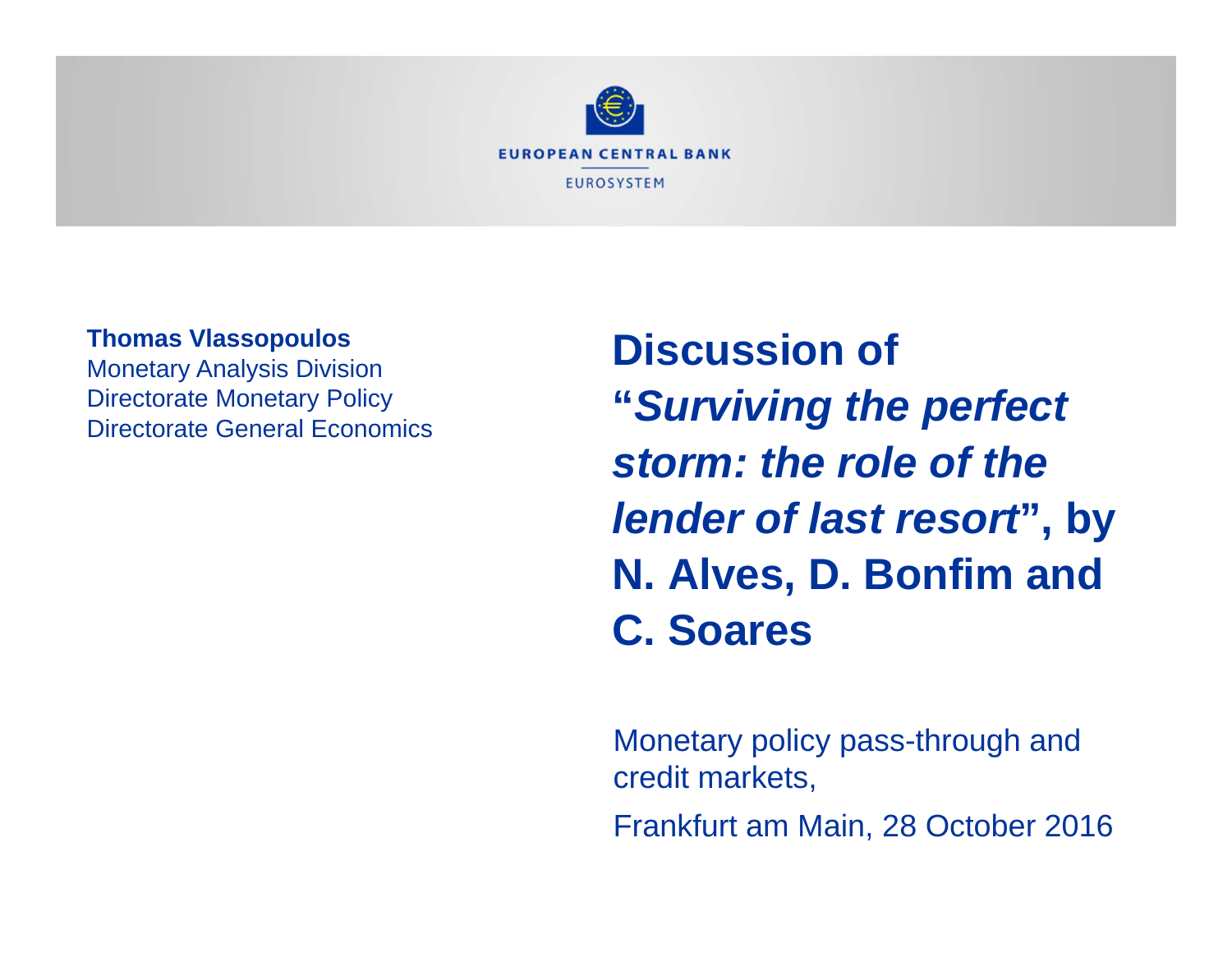EUROPEAN CENTRAL BANK

EUROSYSTEM

**Thomas Vlassopoulos**
Monetary Analysis Division
Directorate Monetary Policy
Directorate General Economics

# Discussion of "*Surviving the perfect storm: the role of the lender of last resort*", by N. Alves, D. Bonfim and C. Soares

Monetary policy pass-through and credit markets,

Frankfurt am Main, 28 October 2016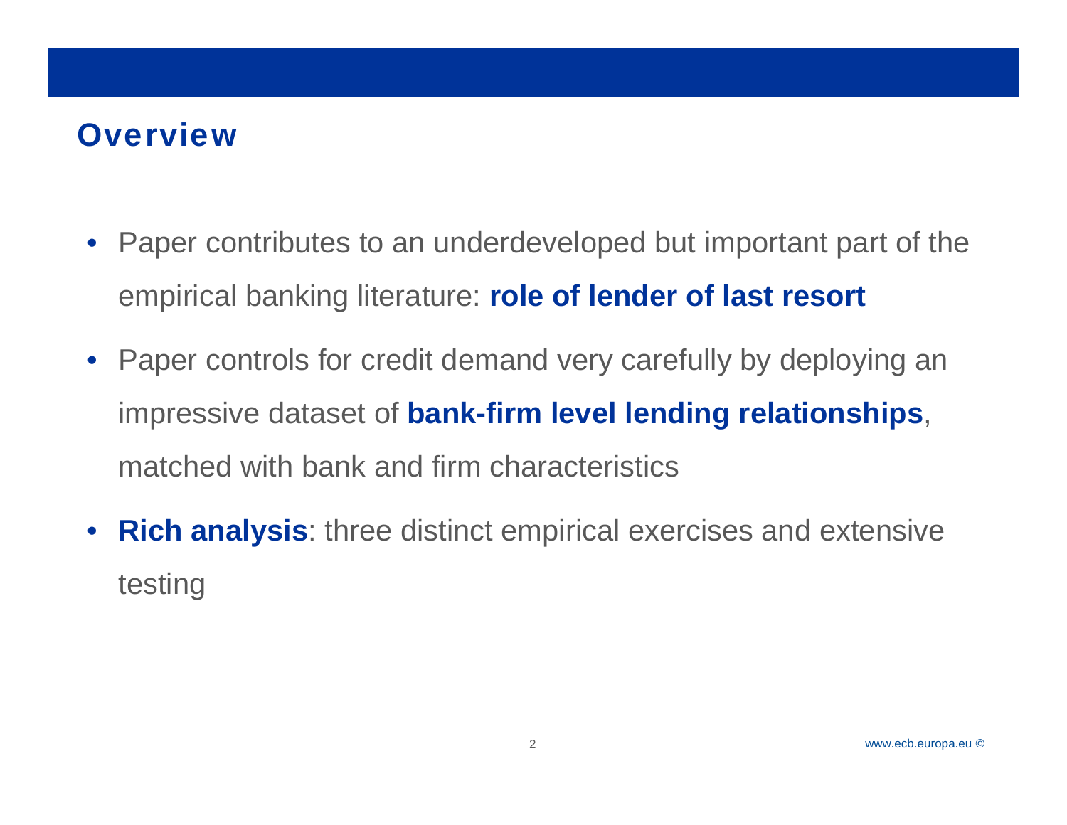## Overview

- Paper contributes to an underdeveloped but important part of the empirical banking literature: **role of lender of last resort**
- Paper controls for credit demand very carefully by deploying an impressive dataset of **bank-firm level lending relationships**, matched with bank and firm characteristics
- **Rich analysis**: three distinct empirical exercises and extensive testing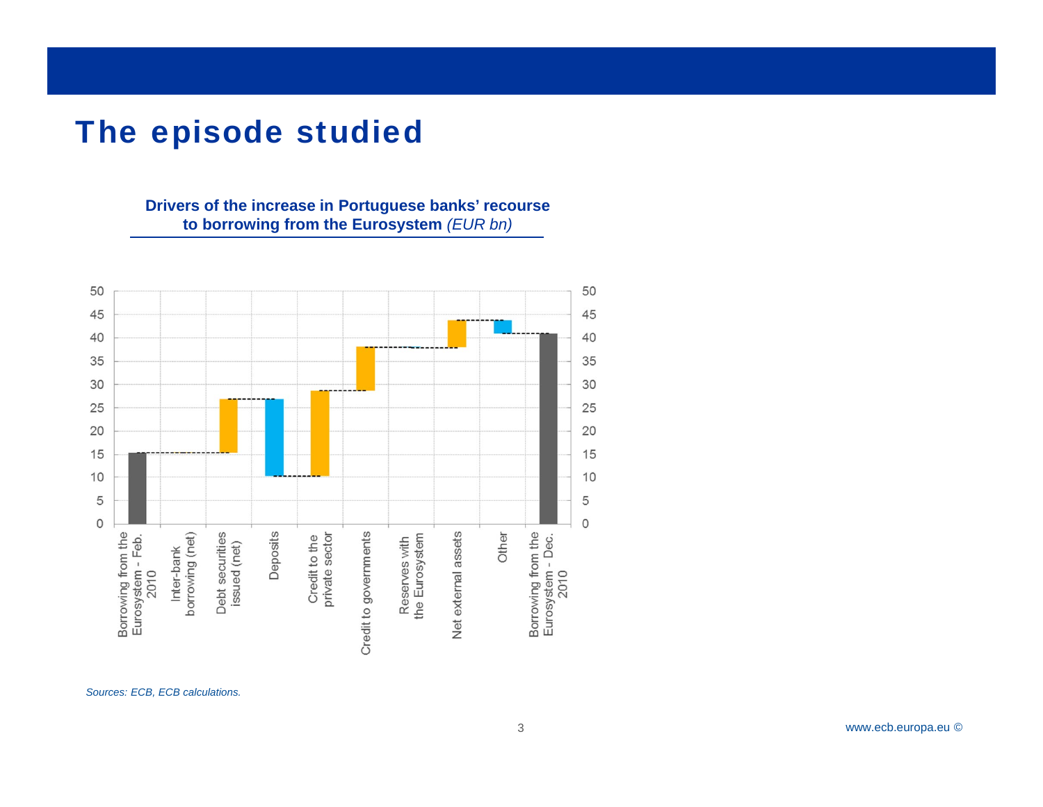# The episode studied

**Drivers of the increase in Portuguese banks' recourse to borrowing from the Eurosystem** *(EUR bn)*

50
45
40
35
30
25
20
15
10
5
0

Borrowing from the Eurosystem - Feb. 2010

Inter-bank borrowing (net)

Debt securities issued (net)

Deposits

Credit to the private sector

Credit to governments

Reserves with the Eurosystem

Net external assets

Other

Borrowing from the Eurosystem - Dec. 2010

*Sources: ECB, ECB calculations.*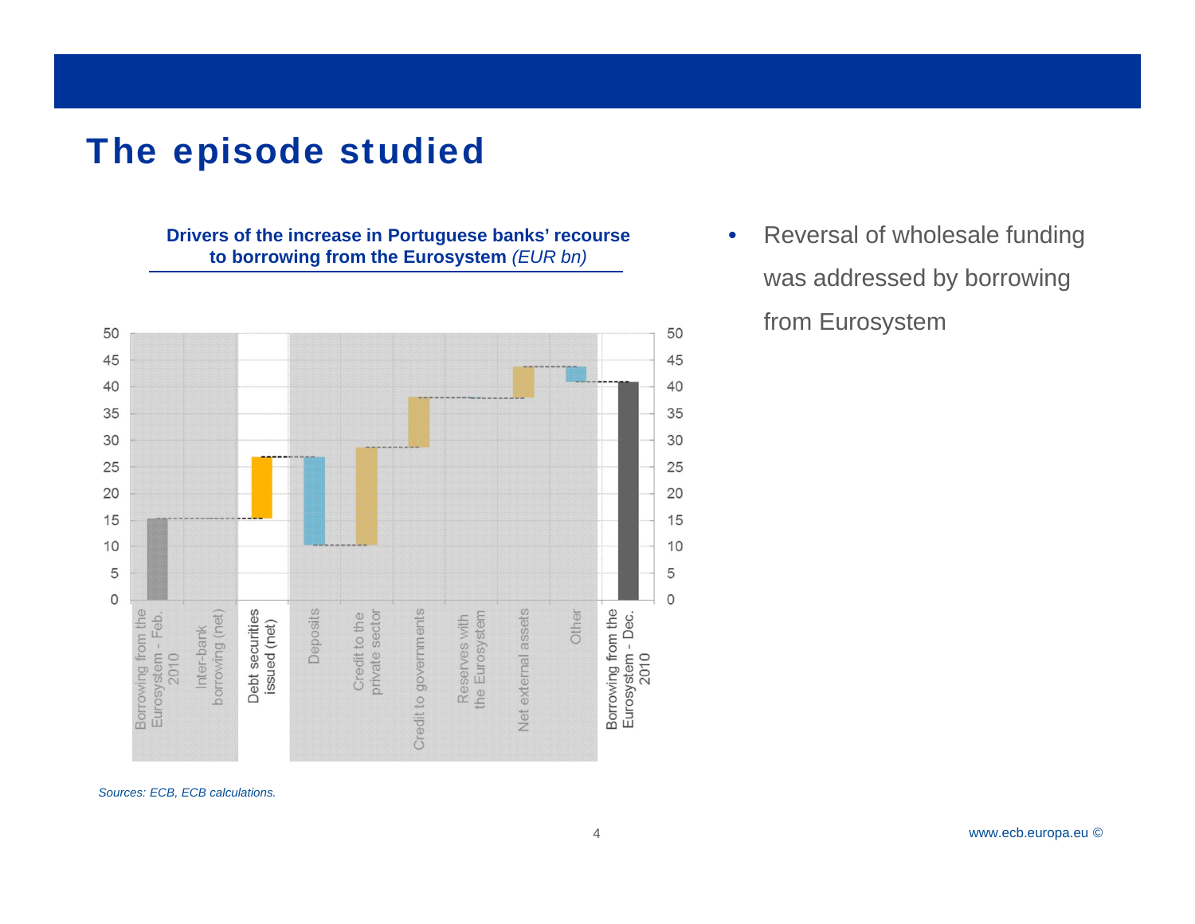# The episode studied

**Drivers of the increase in Portuguese banks' recourse to borrowing from the Eurosystem** *(EUR bn)*

50
45
40
35
30
25
20
15
10
5
0

Borrowing from the Eurosystem - Feb. 2010
Inter-bank borrowing (net)
Debt securities issued (net)
Deposits
Credit to the private sector
Credit to governments
Reserves with the Eurosystem
Net external assets
Other
Borrowing from the Eurosystem - Dec. 2010

*Sources: ECB, ECB calculations.*

- Reversal of wholesale funding was addressed by borrowing from Eurosystem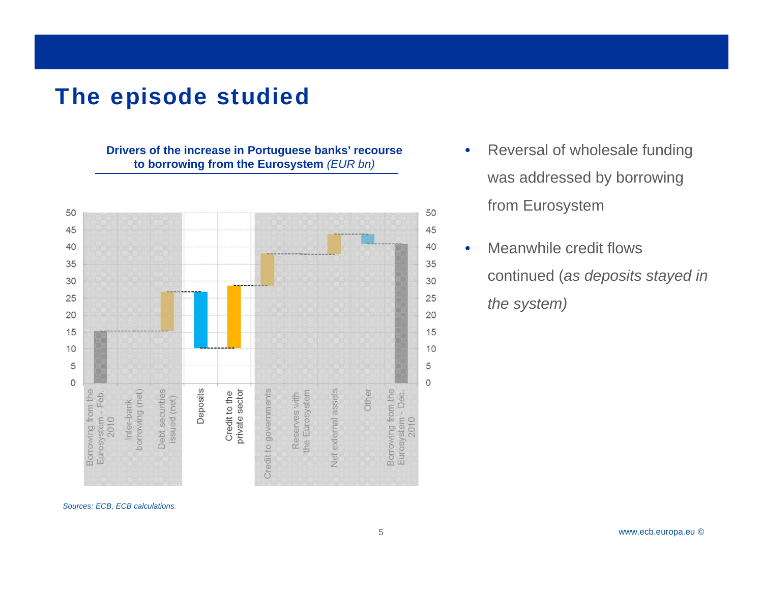# The episode studied

**Drivers of the increase in Portuguese banks' recourse to borrowing from the Eurosystem** *(EUR bn)*

50
45
40
35
30
25
20
15
10
5
0

Borrowing from the Eurosystem - Feb. 2010
Inter-bank borrowing (net)
Debt securities issued (net)
Deposits
Credit to the private sector
Credit to governments
Reserves with the Eurosystem
Net external assets
Other
Borrowing from the Eurosystem - Dec. 2010

*Sources: ECB, ECB calculations.*

- Reversal of wholesale funding was addressed by borrowing from Eurosystem
- Meanwhile credit flows continued (*as deposits stayed in the system)*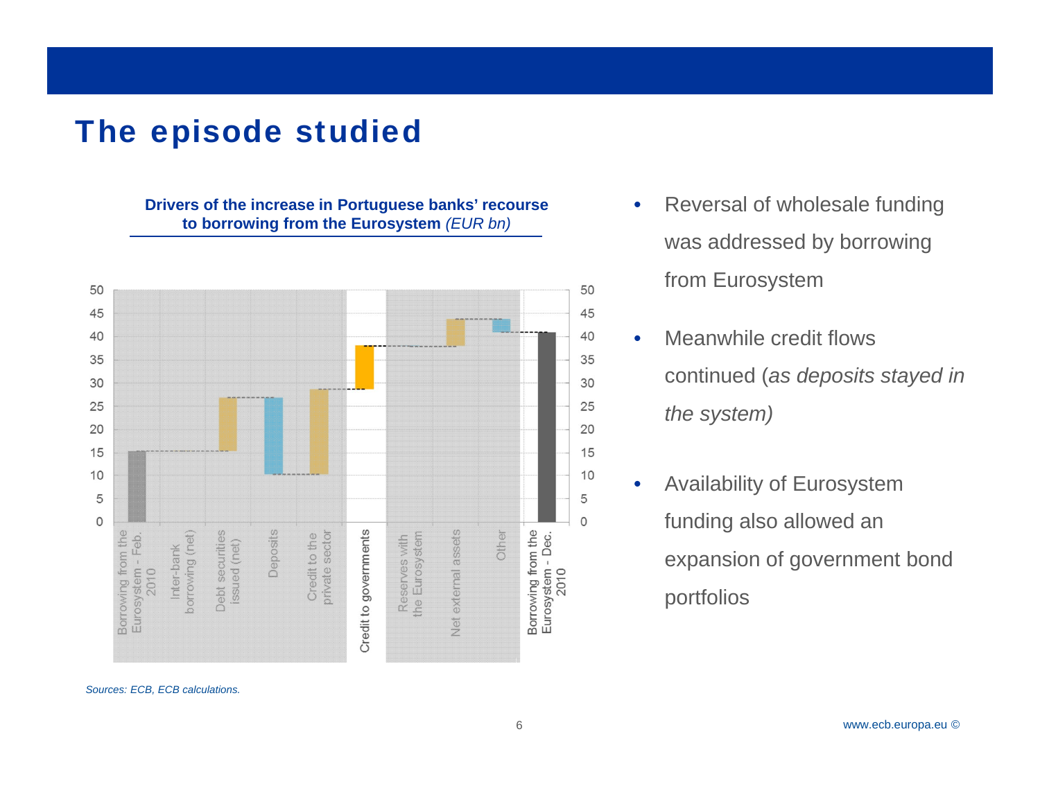# The episode studied

**Drivers of the increase in Portuguese banks' recourse to borrowing from the Eurosystem** *(EUR bn)*

50
45
40
35
30
25
20
15
10
5
0

Borrowing from the Eurosystem - Feb. 2010

Inter-bank borrowing (net)

Debt securities issued (net)

Deposits

Credit to the private sector

Credit to governments

Reserves with the Eurosystem

Net external assets

Other

Borrowing from the Eurosystem - Dec. 2010

*Sources: ECB, ECB calculations.*

- Reversal of wholesale funding was addressed by borrowing from Eurosystem
- Meanwhile credit flows continued (*as deposits stayed in the system)*
- Availability of Eurosystem funding also allowed an expansion of government bond portfolios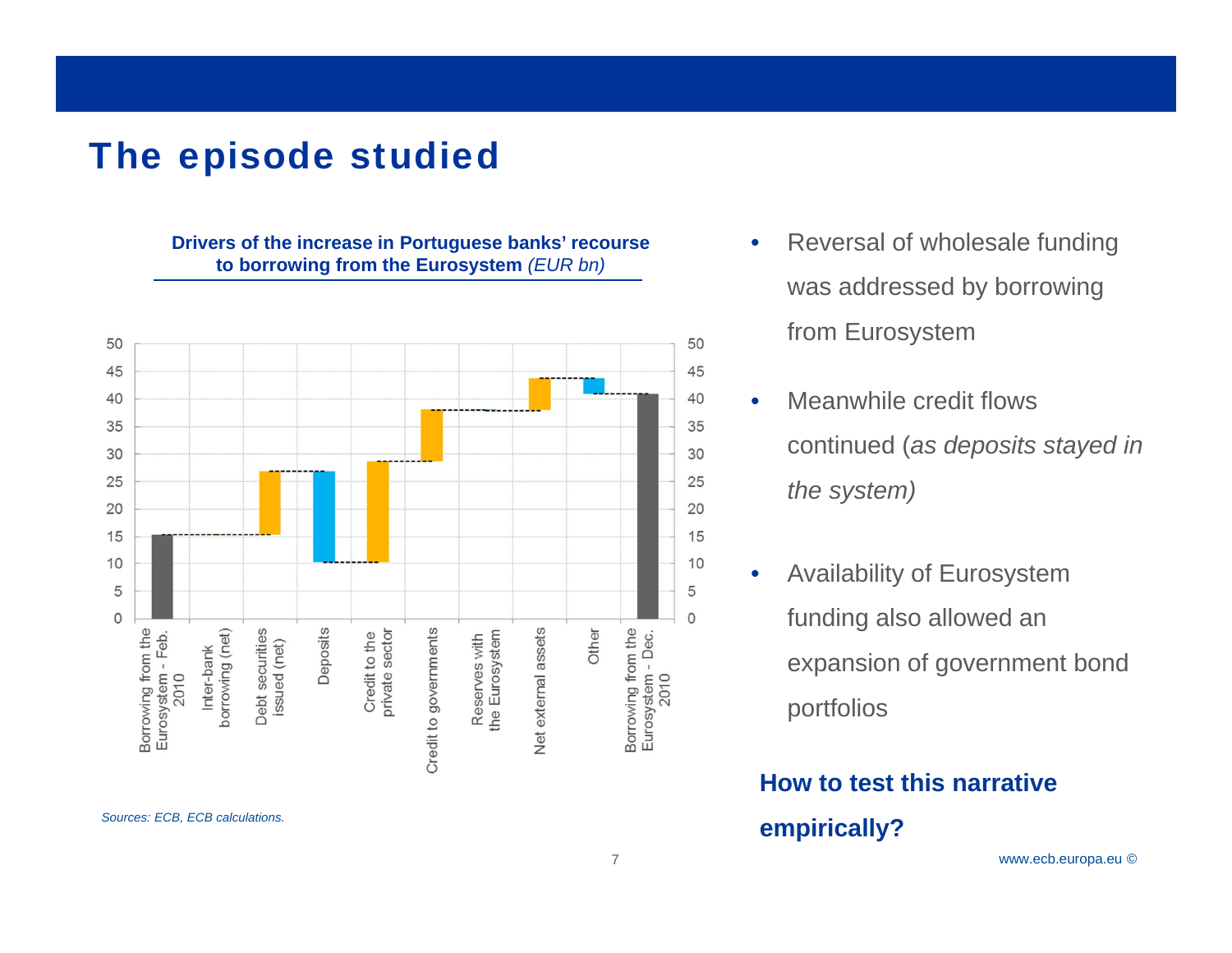# The episode studied

**Drivers of the increase in Portuguese banks' recourse to borrowing from the Eurosystem** *(EUR bn)*

50
45
40
35
30
25
20
15
10
5
0

Borrowing from the Eurosystem - Feb. 2010
Inter-bank borrowing (net)
Debt securities issued (net)
Deposits
Credit to the private sector
Credit to governments
Reserves with the Eurosystem
Net external assets
Other
Borrowing from the Eurosystem - Dec. 2010

*Sources: ECB, ECB calculations.*

- Reversal of wholesale funding was addressed by borrowing from Eurosystem
- Meanwhile credit flows continued (*as deposits stayed in the system)*
- Availability of Eurosystem funding also allowed an expansion of government bond portfolios

**How to test this narrative empirically?**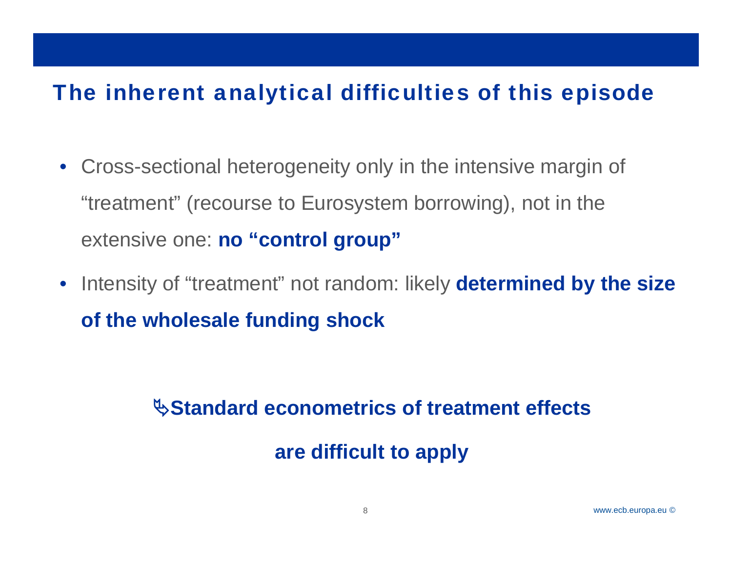# The inherent analytical difficulties of this episode

- Cross-sectional heterogeneity only in the intensive margin of "treatment" (recourse to Eurosystem borrowing), not in the extensive one: **no "control group"**
- Intensity of "treatment" not random: likely **determined by the size of the wholesale funding shock**

**Standard econometrics of treatment effects are difficult to apply**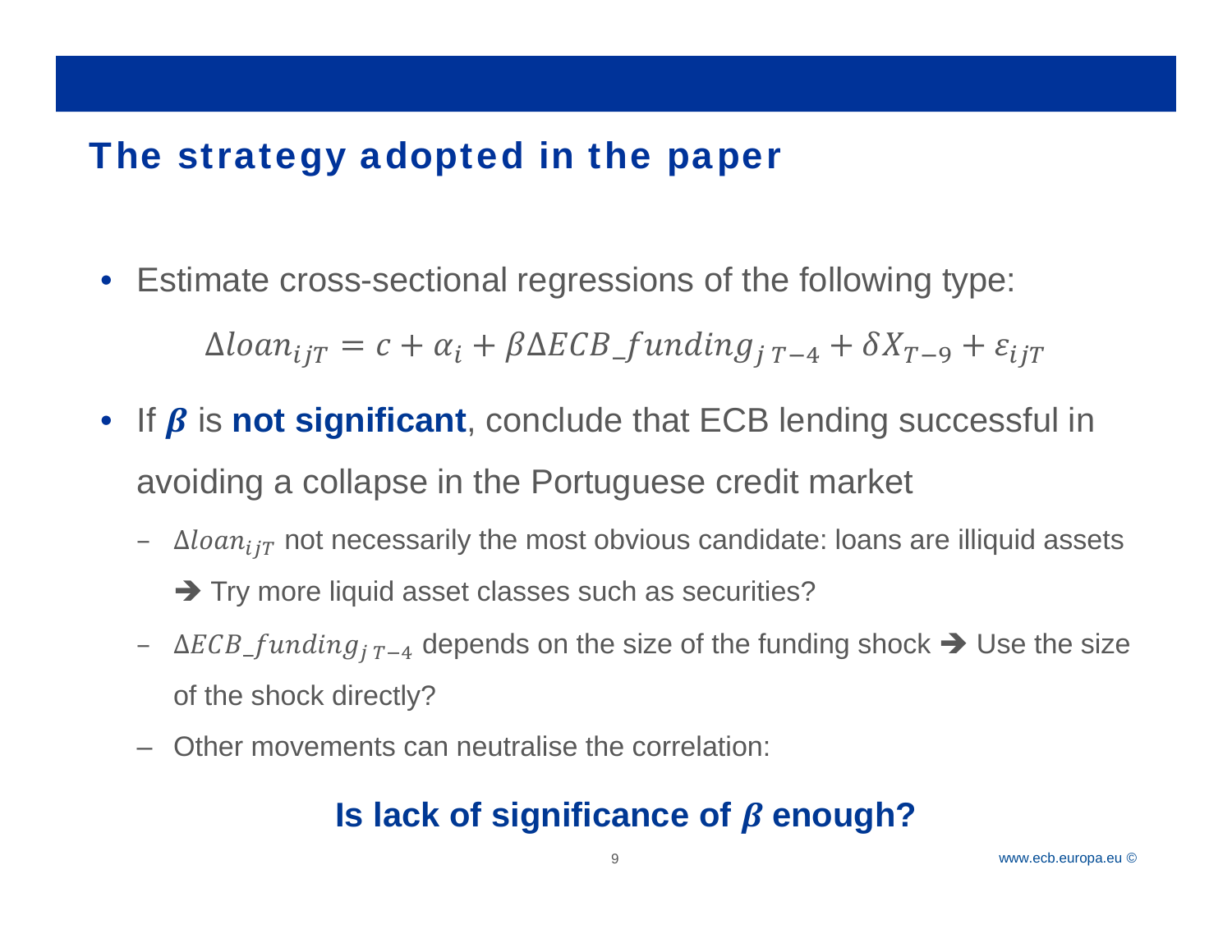## The strategy adopted in the paper

- Estimate cross-sectional regressions of the following type:

$$\Delta loan_{ijT} = c + \alpha_i + \beta \Delta ECB\_funding_{j\,T-4} + \delta X_{T-9} + \varepsilon_{ijT}$$

- If $\boldsymbol{\beta}$ is **not significant**, conclude that ECB lending successful in avoiding a collapse in the Portuguese credit market
  - $\Delta loan_{ijT}$ not necessarily the most obvious candidate: loans are illiquid assets
    ➔ Try more liquid asset classes such as securities?
  - $\Delta ECB\_funding_{j\,T-4}$ depends on the size of the funding shock ➔ Use the size of the shock directly?
  - Other movements can neutralise the correlation:

**Is lack of significance of $\boldsymbol{\beta}$ enough?**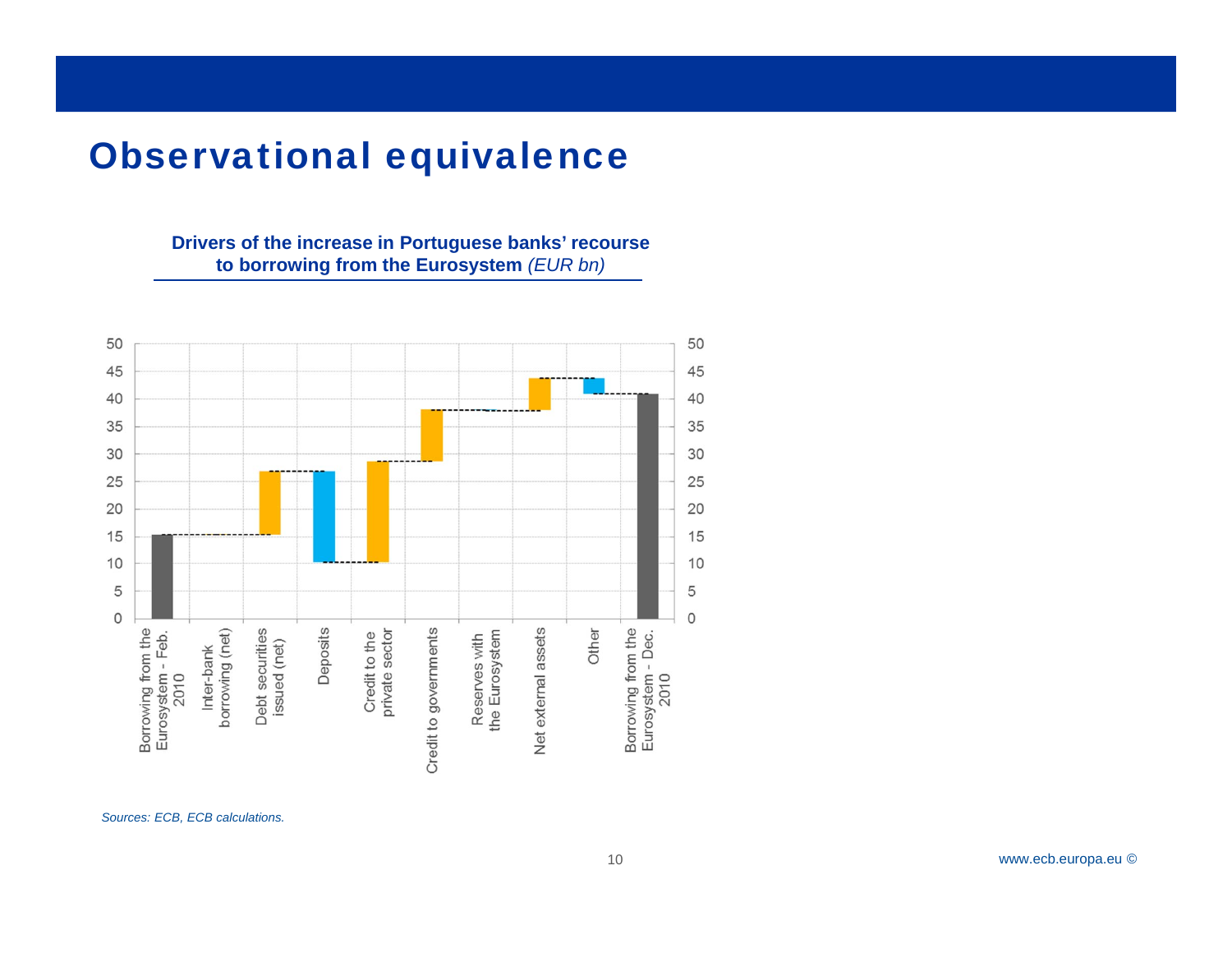# Observational equivalence

**Drivers of the increase in Portuguese banks' recourse to borrowing from the Eurosystem** *(EUR bn)*

50
45
40
35
30
25
20
15
10
5
0

Borrowing from the Eurosystem - Feb. 2010
Inter-bank borrowing (net)
Debt securities issued (net)
Deposits
Credit to the private sector
Credit to governments
Reserves with the Eurosystem
Net external assets
Other
Borrowing from the Eurosystem - Dec. 2010

*Sources: ECB, ECB calculations.*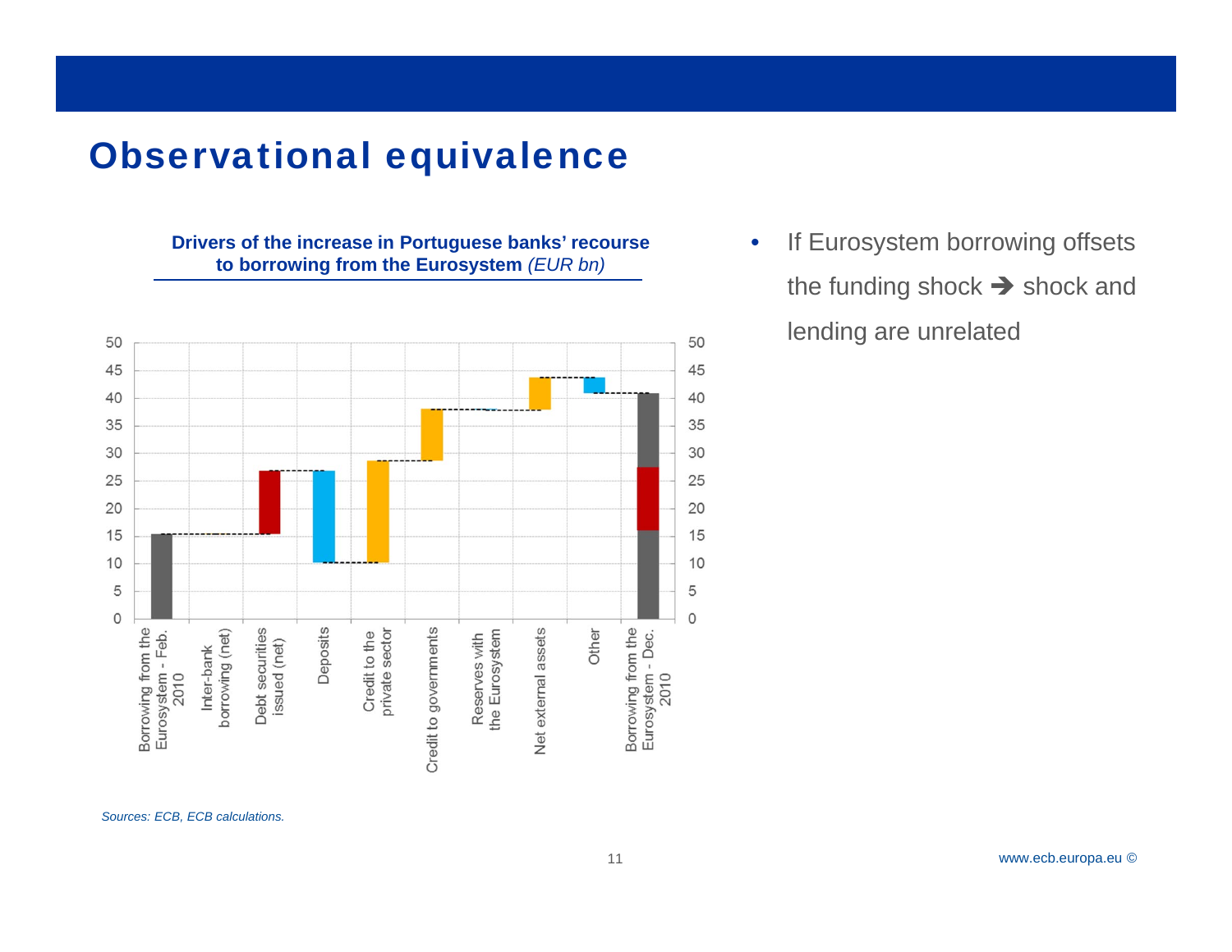# Observational equivalence

**Drivers of the increase in Portuguese banks' recourse to borrowing from the Eurosystem** *(EUR bn)*

50
45
40
35
30
25
20
15
10
5
0

Borrowing from the Eurosystem - Feb. 2010
Inter-bank borrowing (net)
Debt securities issued (net)
Deposits
Credit to the private sector
Credit to governments
Reserves with the Eurosystem
Net external assets
Other
Borrowing from the Eurosystem - Dec. 2010

*Sources: ECB, ECB calculations.*

- If Eurosystem borrowing offsets the funding shock ➔ shock and lending are unrelated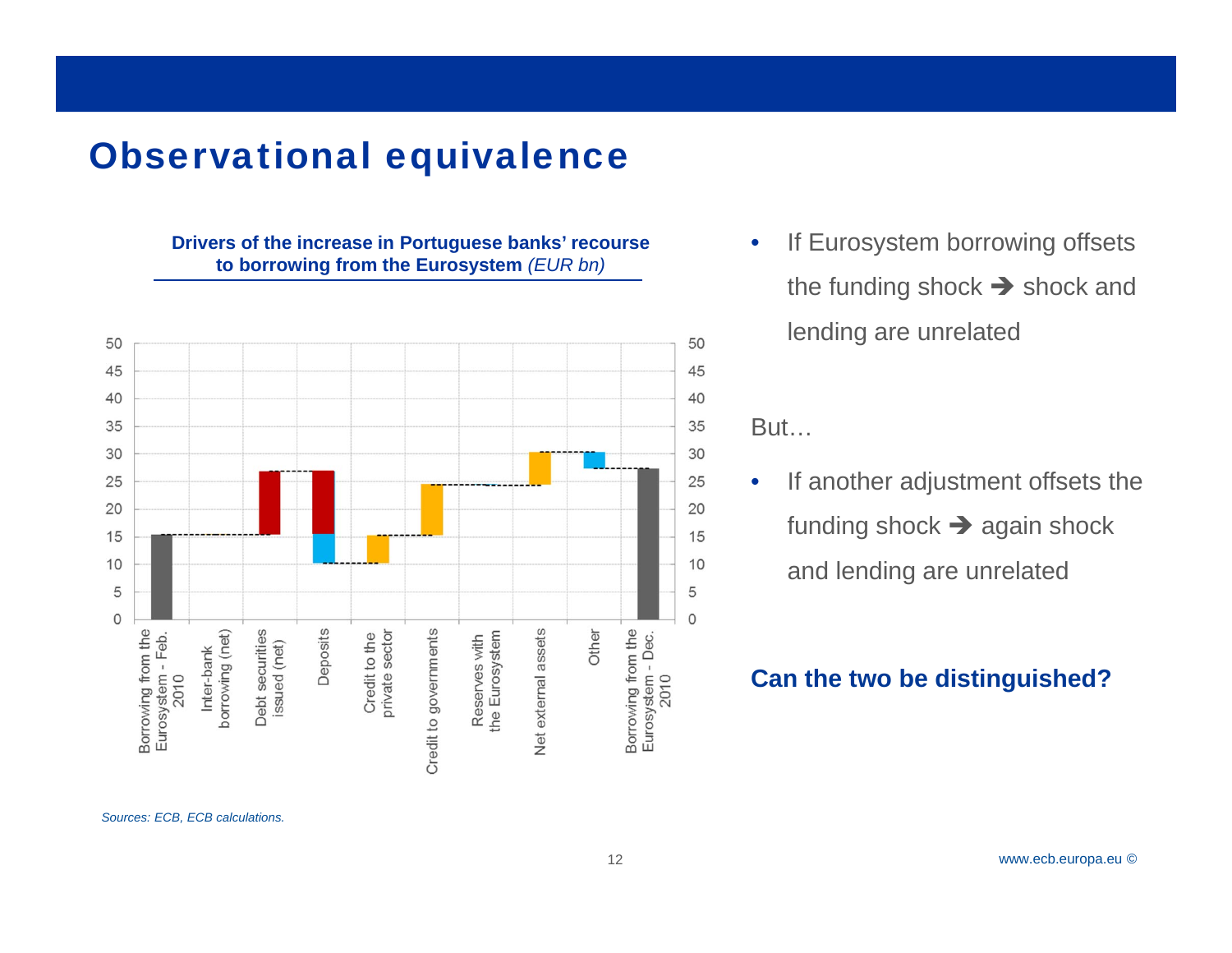# Observational equivalence

**Drivers of the increase in Portuguese banks' recourse to borrowing from the Eurosystem** *(EUR bn)*

50
45
40
35
30
25
20
15
10
5
0

Borrowing from the Eurosystem - Feb. 2010
Inter-bank borrowing (net)
Debt securities issued (net)
Deposits
Credit to the private sector
Credit to governments
Reserves with the Eurosystem
Net external assets
Other
Borrowing from the Eurosystem - Dec. 2010

*Sources: ECB, ECB calculations.*

- If Eurosystem borrowing offsets the funding shock ➔ shock and lending are unrelated

But…

- If another adjustment offsets the funding shock ➔ again shock and lending are unrelated

**Can the two be distinguished?**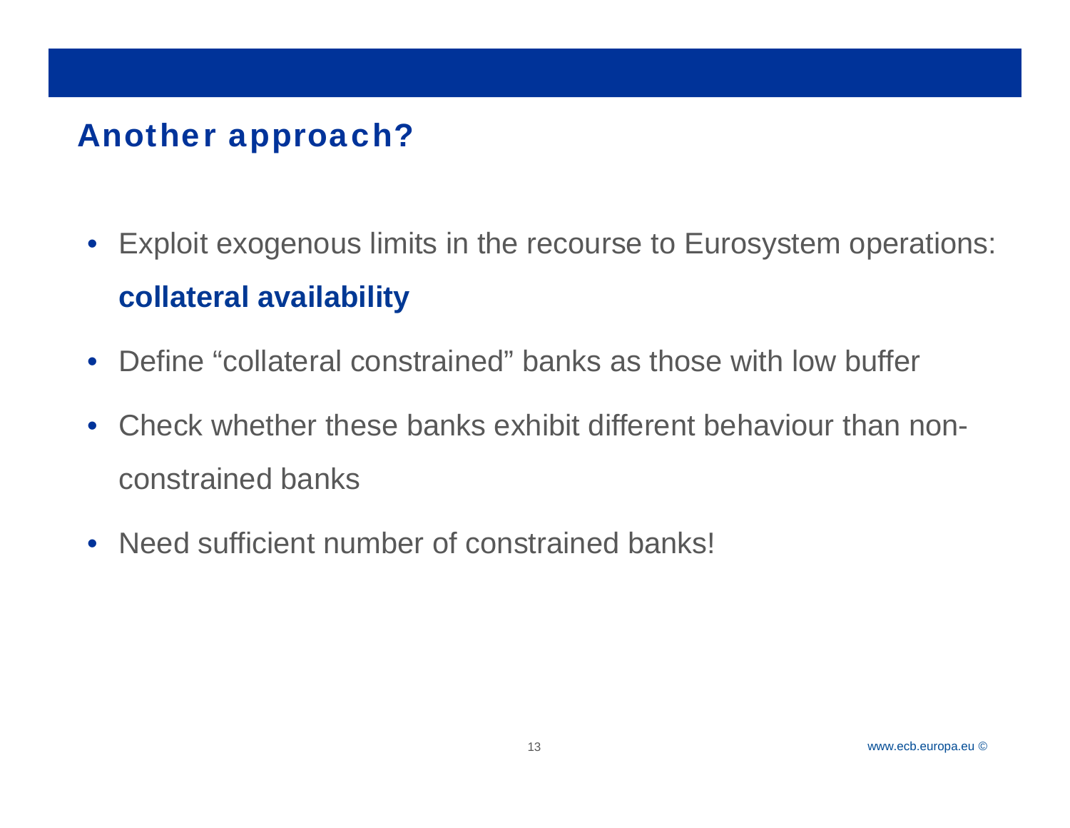# Another approach?

- Exploit exogenous limits in the recourse to Eurosystem operations: **collateral availability**
- Define "collateral constrained" banks as those with low buffer
- Check whether these banks exhibit different behaviour than non-constrained banks
- Need sufficient number of constrained banks!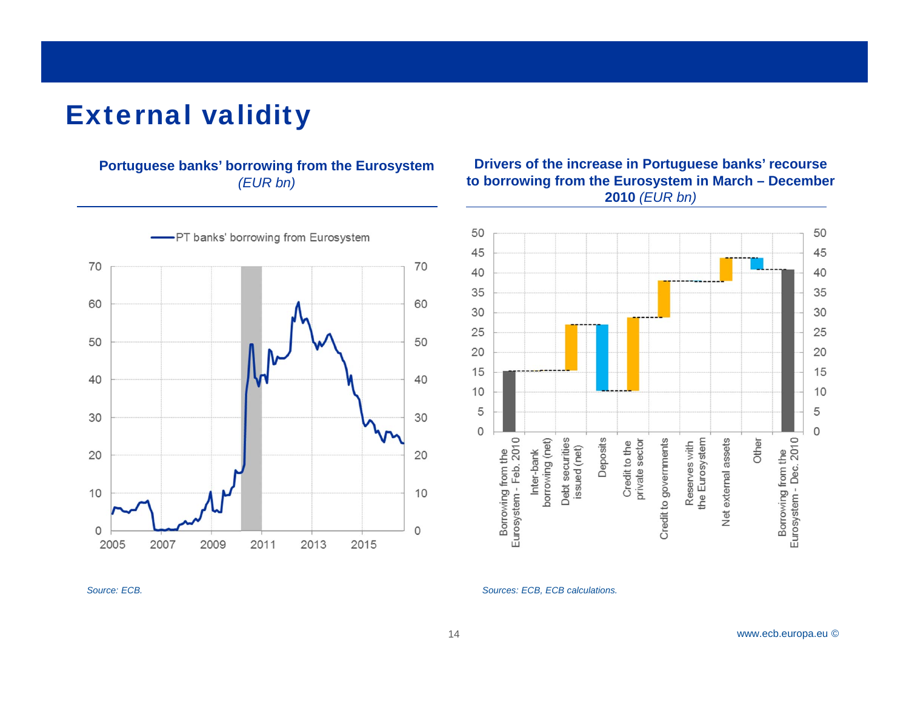# External validity

**Portuguese banks' borrowing from the Eurosystem** *(EUR bn)*

PT banks' borrowing from Eurosystem

70
60
50
40
30
20
10
0

2005 2007 2009 2011 2013 2015

*Source: ECB.*

**Drivers of the increase in Portuguese banks' recourse to borrowing from the Eurosystem in March – December 2010** *(EUR bn)*

50
45
40
35
30
25
20
15
10
5
0

Borrowing from the Eurosystem - Feb. 2010
Inter-bank borrowing (net)
Debt securities issued (net)
Deposits
Credit to the private sector
Credit to governments
Reserves with the Eurosystem
Net external assets
Other
Borrowing from the Eurosystem - Dec. 2010

*Sources: ECB, ECB calculations.*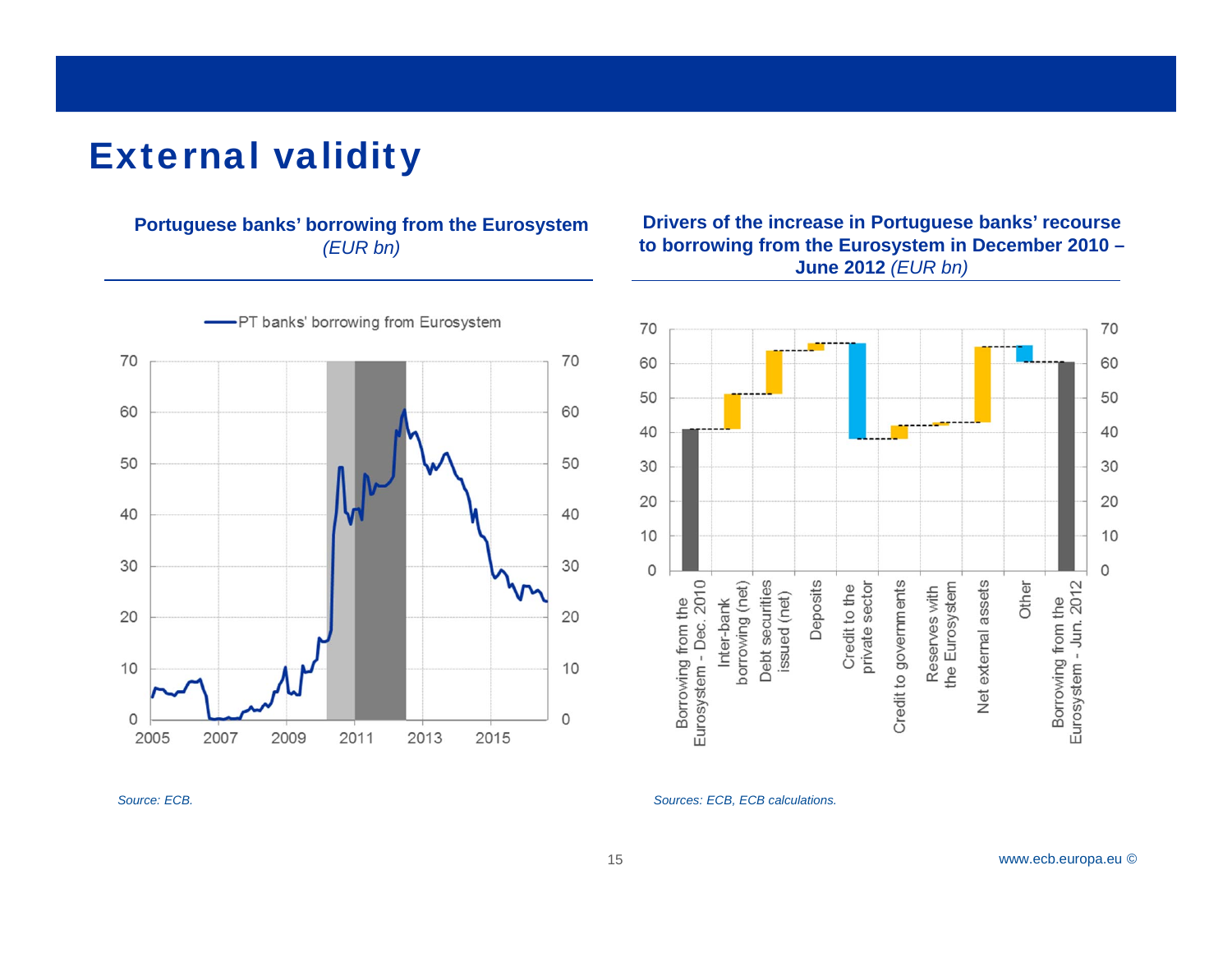# External validity

**Portuguese banks' borrowing from the Eurosystem** *(EUR bn)*

PT banks' borrowing from Eurosystem

70
60
50
40
30
20
10
0

2005 2007 2009 2011 2013 2015

*Source: ECB.*

**Drivers of the increase in Portuguese banks' recourse to borrowing from the Eurosystem in December 2010 – June 2012** *(EUR bn)*

70
60
50
40
30
20
10
0

Borrowing from the Eurosystem - Dec. 2010
Inter-bank borrowing (net)
Debt securities issued (net)
Deposits
Credit to the private sector
Credit to governments
Reserves with the Eurosystem
Net external assets
Other
Borrowing from the Eurosystem - Jun. 2012

*Sources: ECB, ECB calculations.*

www.ecb.europa.eu ©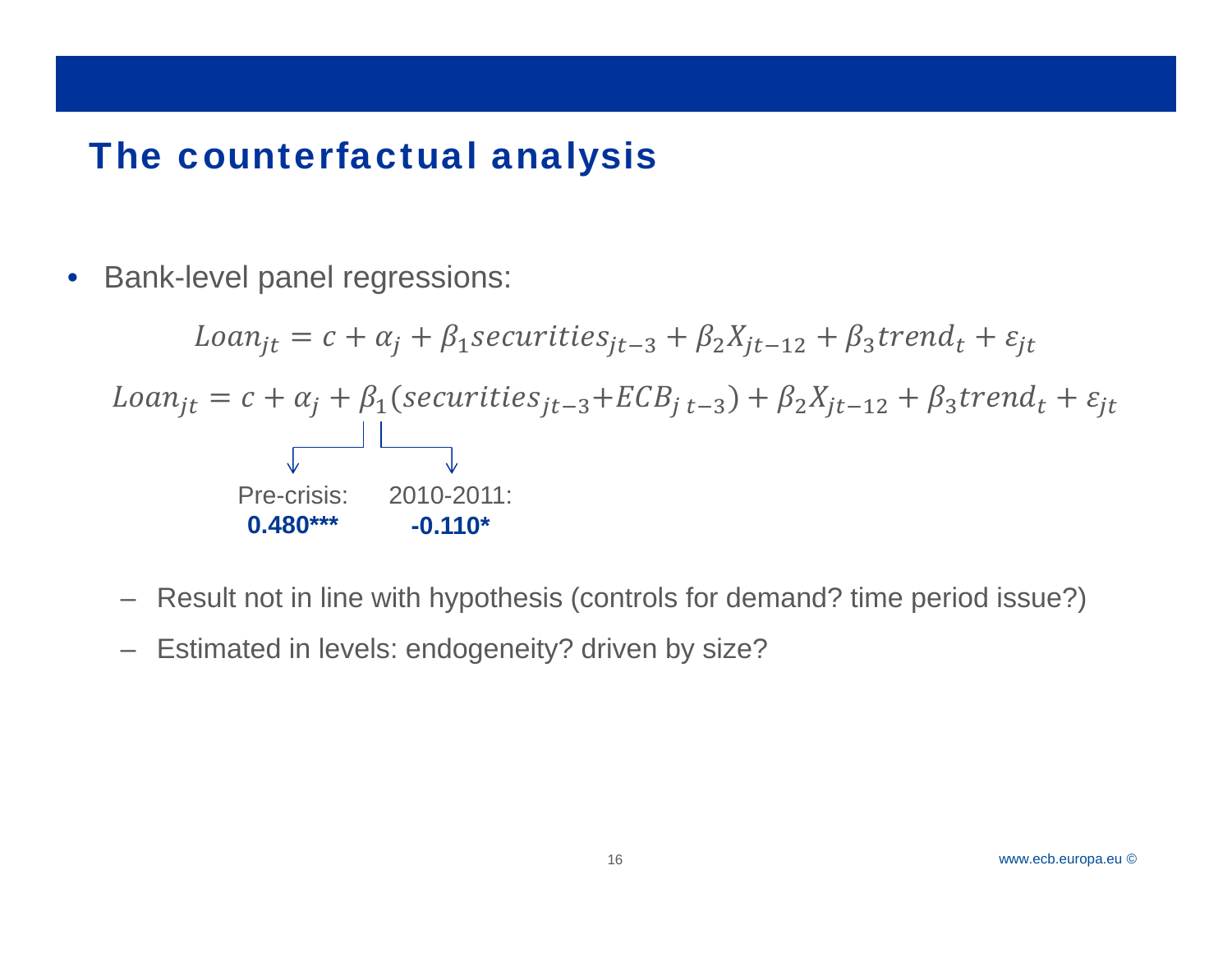# The counterfactual analysis

- Bank-level panel regressions:

$$Loan_{jt} = c + \alpha_j + \beta_1 securities_{jt-3} + \beta_2 X_{jt-12} + \beta_3 trend_t + \varepsilon_{jt}$$

$$Loan_{jt} = c + \alpha_j + \beta_1 (securities_{jt-3} + ECB_{j\,t-3}) + \beta_2 X_{jt-12} + \beta_3 trend_t + \varepsilon_{jt}$$

Pre-crisis: **0.480*****

2010-2011: **-0.110***

  – Result not in line with hypothesis (controls for demand? time period issue?)

  – Estimated in levels: endogeneity? driven by size?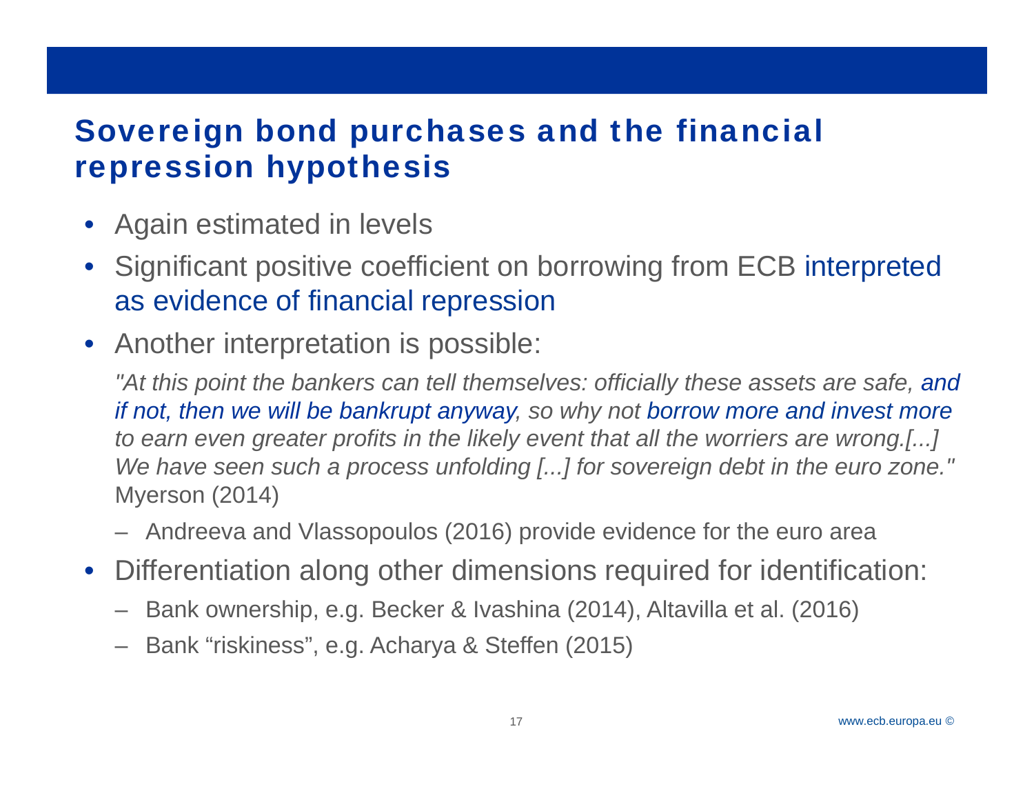## Sovereign bond purchases and the financial repression hypothesis

- Again estimated in levels
- Significant positive coefficient on borrowing from ECB interpreted as evidence of financial repression
- Another interpretation is possible:

  *"At this point the bankers can tell themselves: officially these assets are safe, and if not, then we will be bankrupt anyway, so why not borrow more and invest more to earn even greater profits in the likely event that all the worriers are wrong.[...] We have seen such a process unfolding [...] for sovereign debt in the euro zone."* Myerson (2014)

  - Andreeva and Vlassopoulos (2016) provide evidence for the euro area
- Differentiation along other dimensions required for identification:
  - Bank ownership, e.g. Becker & Ivashina (2014), Altavilla et al. (2016)
  - Bank "riskiness", e.g. Acharya & Steffen (2015)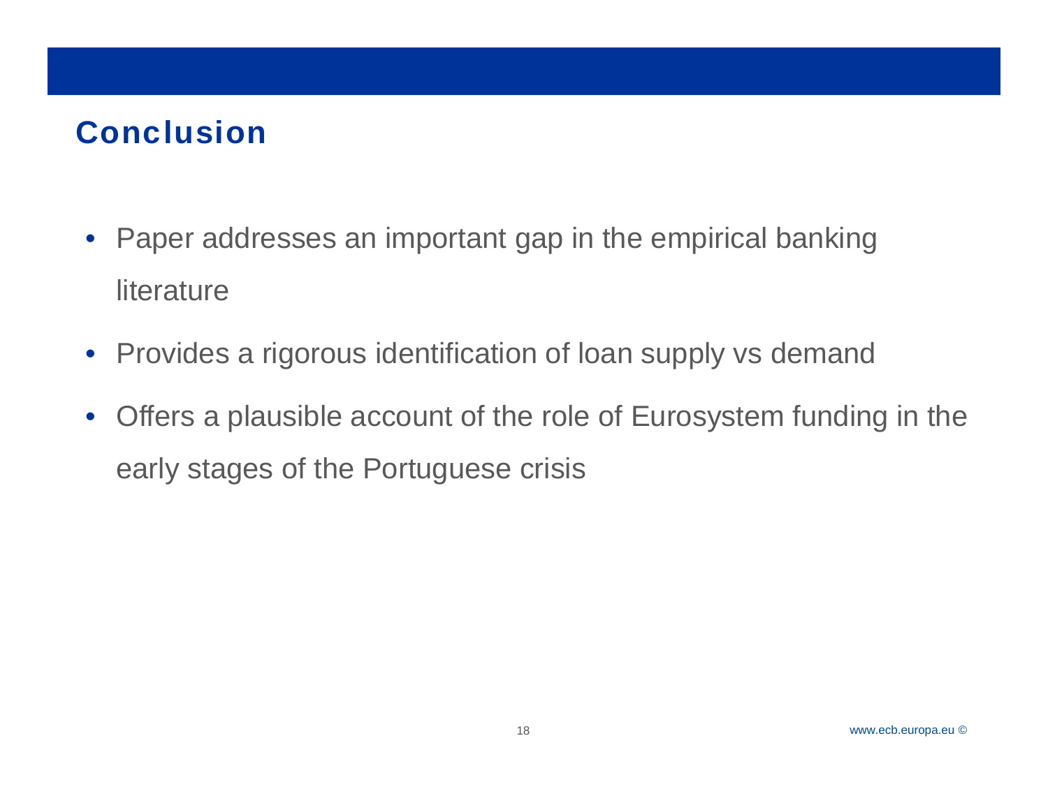## Conclusion

- Paper addresses an important gap in the empirical banking literature
- Provides a rigorous identification of loan supply vs demand
- Offers a plausible account of the role of Eurosystem funding in the early stages of the Portuguese crisis